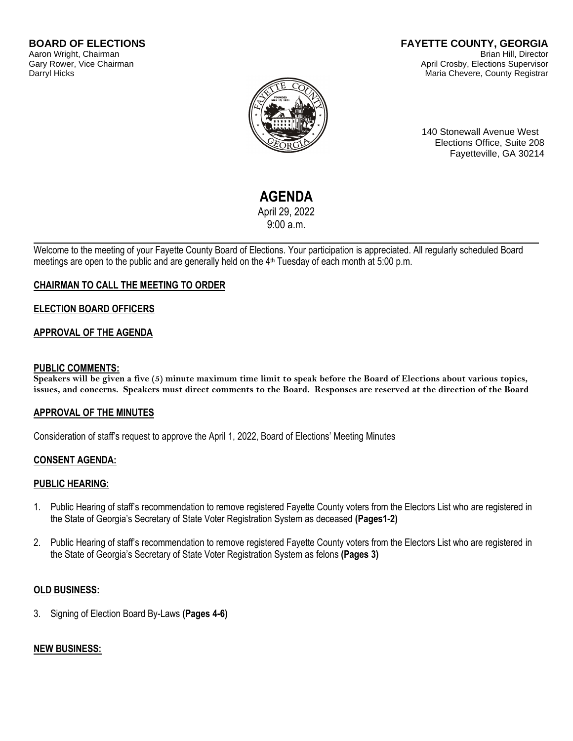**BOARD OF ELECTIONS**
Aaron Wright, Chairman
Gary Rower, Vice Chairman
Darryl Hicks

**FAYETTE COUNTY, GEORGIA**
Brian Hill, Director
April Crosby, Elections Supervisor
Maria Chevere, County Registrar

140 Stonewall Avenue West
Elections Office, Suite 208
Fayetteville, GA 30214

# AGENDA

April 29, 2022
9:00 a.m.

---

Welcome to the meeting of your Fayette County Board of Elections. Your participation is appreciated. All regularly scheduled Board meetings are open to the public and are generally held on the 4th Tuesday of each month at 5:00 p.m.

**CHAIRMAN TO CALL THE MEETING TO ORDER**

**ELECTION BOARD OFFICERS**

**APPROVAL OF THE AGENDA**

**PUBLIC COMMENTS:**

**Speakers will be given a five (5) minute maximum time limit to speak before the Board of Elections about various topics, issues, and concerns. Speakers must direct comments to the Board. Responses are reserved at the direction of the Board**

**APPROVAL OF THE MINUTES**

Consideration of staff's request to approve the April 1, 2022, Board of Elections' Meeting Minutes

**CONSENT AGENDA:**

**PUBLIC HEARING:**

1. Public Hearing of staff's recommendation to remove registered Fayette County voters from the Electors List who are registered in the State of Georgia's Secretary of State Voter Registration System as deceased **(Pages1-2)**

2. Public Hearing of staff's recommendation to remove registered Fayette County voters from the Electors List who are registered in the State of Georgia's Secretary of State Voter Registration System as felons **(Pages 3)**

**OLD BUSINESS:**

3. Signing of Election Board By-Laws **(Pages 4-6)**

**NEW BUSINESS:**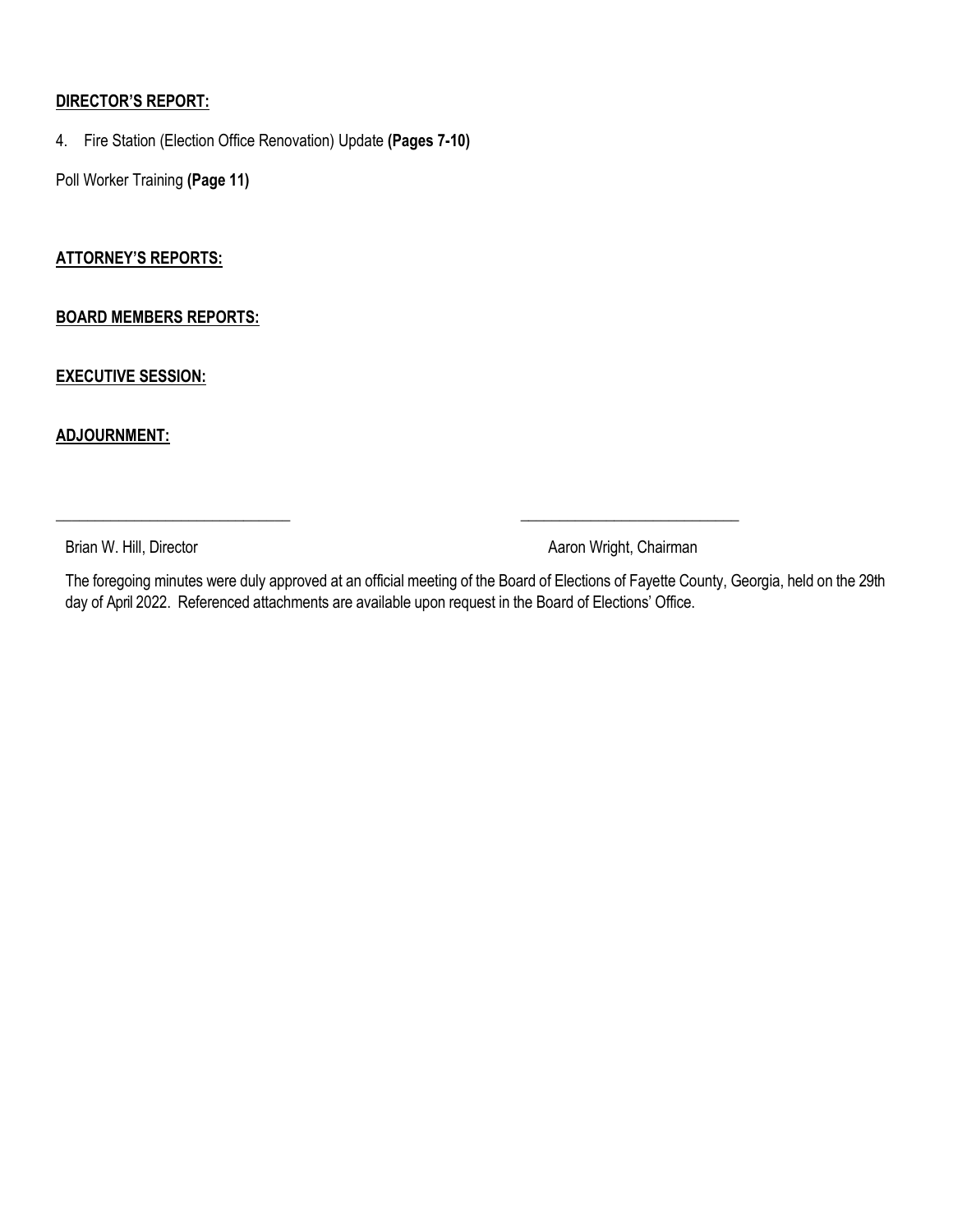**DIRECTOR'S REPORT:**

4. Fire Station (Election Office Renovation) Update **(Pages 7-10)**

Poll Worker Training **(Page 11)**

**ATTORNEY'S REPORTS:**

**BOARD MEMBERS REPORTS:**

**EXECUTIVE SESSION:**

**ADJOURNMENT:**

_______________________________ _______________________________

Brian W. Hill, Director Aaron Wright, Chairman

The foregoing minutes were duly approved at an official meeting of the Board of Elections of Fayette County, Georgia, held on the 29th day of April 2022. Referenced attachments are available upon request in the Board of Elections' Office.